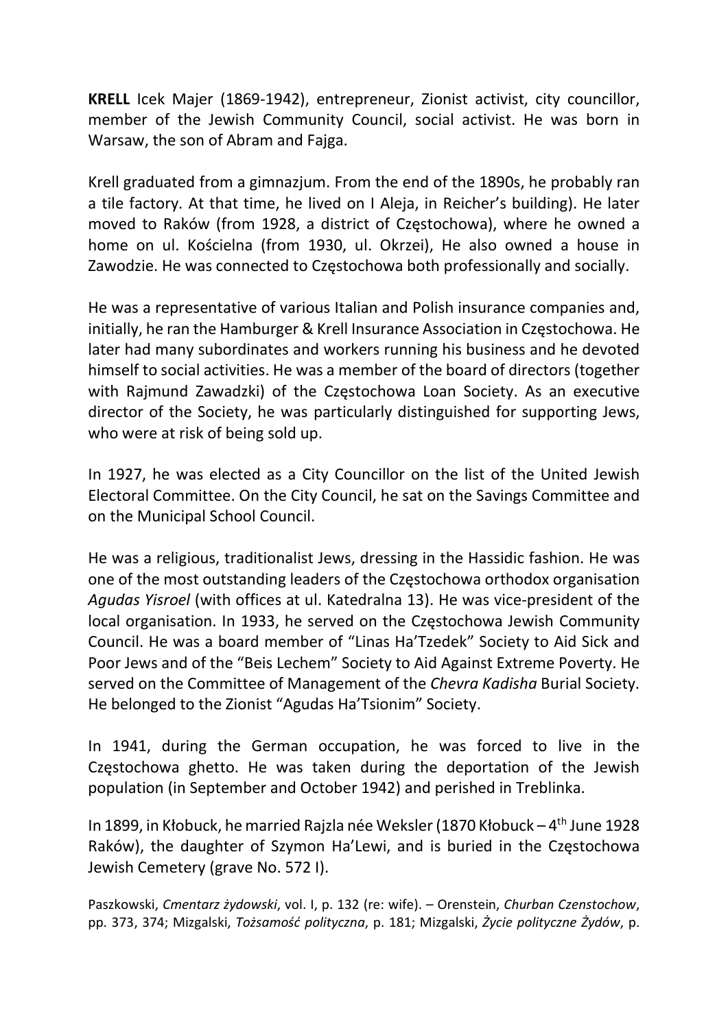**KRELL** Icek Majer (1869-1942), entrepreneur, Zionist activist, city councillor, member of the Jewish Community Council, social activist. He was born in Warsaw, the son of Abram and Fajga.

Krell graduated from a gimnazjum. From the end of the 1890s, he probably ran a tile factory. At that time, he lived on I Aleja, in Reicher's building). He later moved to Raków (from 1928, a district of Częstochowa), where he owned a home on ul. Kościelna (from 1930, ul. Okrzei), He also owned a house in Zawodzie. He was connected to Częstochowa both professionally and socially.

He was a representative of various Italian and Polish insurance companies and, initially, he ran the Hamburger & Krell Insurance Association in Częstochowa. He later had many subordinates and workers running his business and he devoted himself to social activities. He was a member of the board of directors (together with Rajmund Zawadzki) of the Częstochowa Loan Society. As an executive director of the Society, he was particularly distinguished for supporting Jews, who were at risk of being sold up.

In 1927, he was elected as a City Councillor on the list of the United Jewish Electoral Committee. On the City Council, he sat on the Savings Committee and on the Municipal School Council.

He was a religious, traditionalist Jews, dressing in the Hassidic fashion. He was one of the most outstanding leaders of the Częstochowa orthodox organisation *Agudas Yisroel* (with offices at ul. Katedralna 13). He was vice-president of the local organisation. In 1933, he served on the Częstochowa Jewish Community Council. He was a board member of "Linas Ha'Tzedek" Society to Aid Sick and Poor Jews and of the "Beis Lechem" Society to Aid Against Extreme Poverty. He served on the Committee of Management of the *Chevra Kadisha* Burial Society. He belonged to the Zionist "Agudas Ha'Tsionim" Society.

In 1941, during the German occupation, he was forced to live in the Częstochowa ghetto. He was taken during the deportation of the Jewish population (in September and October 1942) and perished in Treblinka.

In 1899, in Kłobuck, he married Rajzla née Weksler (1870 Kłobuck – 4th June 1928 Raków), the daughter of Szymon Ha'Lewi, and is buried in the Częstochowa Jewish Cemetery (grave No. 572 I).

Paszkowski, *Cmentarz żydowski*, vol. I, p. 132 (re: wife). – Orenstein, *Churban Czenstochow*, pp. 373, 374; Mizgalski, *Tożsamość polityczna*, p. 181; Mizgalski, *Życie polityczne Żydów*, p.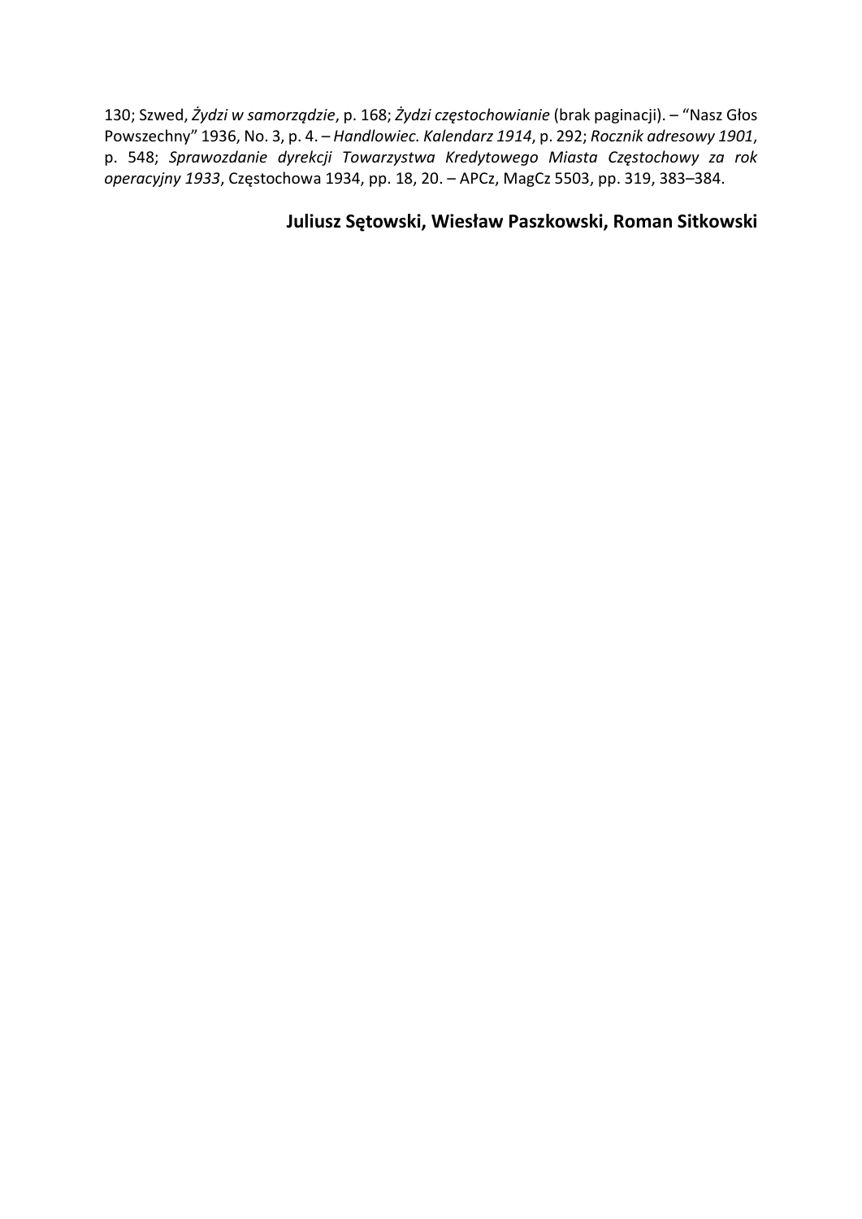130; Szwed, *Żydzi w samorządzie*, p. 168; *Żydzi częstochowianie* (brak paginacji). – "Nasz Głos Powszechny" 1936, No. 3, p. 4. – *Handlowiec. Kalendarz 1914*, p. 292; *Rocznik adresowy 1901*, p. 548; *Sprawozdanie dyrekcji Towarzystwa Kredytowego Miasta Częstochowy za rok operacyjny 1933*, Częstochowa 1934, pp. 18, 20. – APCz, MagCz 5503, pp. 319, 383–384.

**Juliusz Sętowski, Wiesław Paszkowski, Roman Sitkowski**